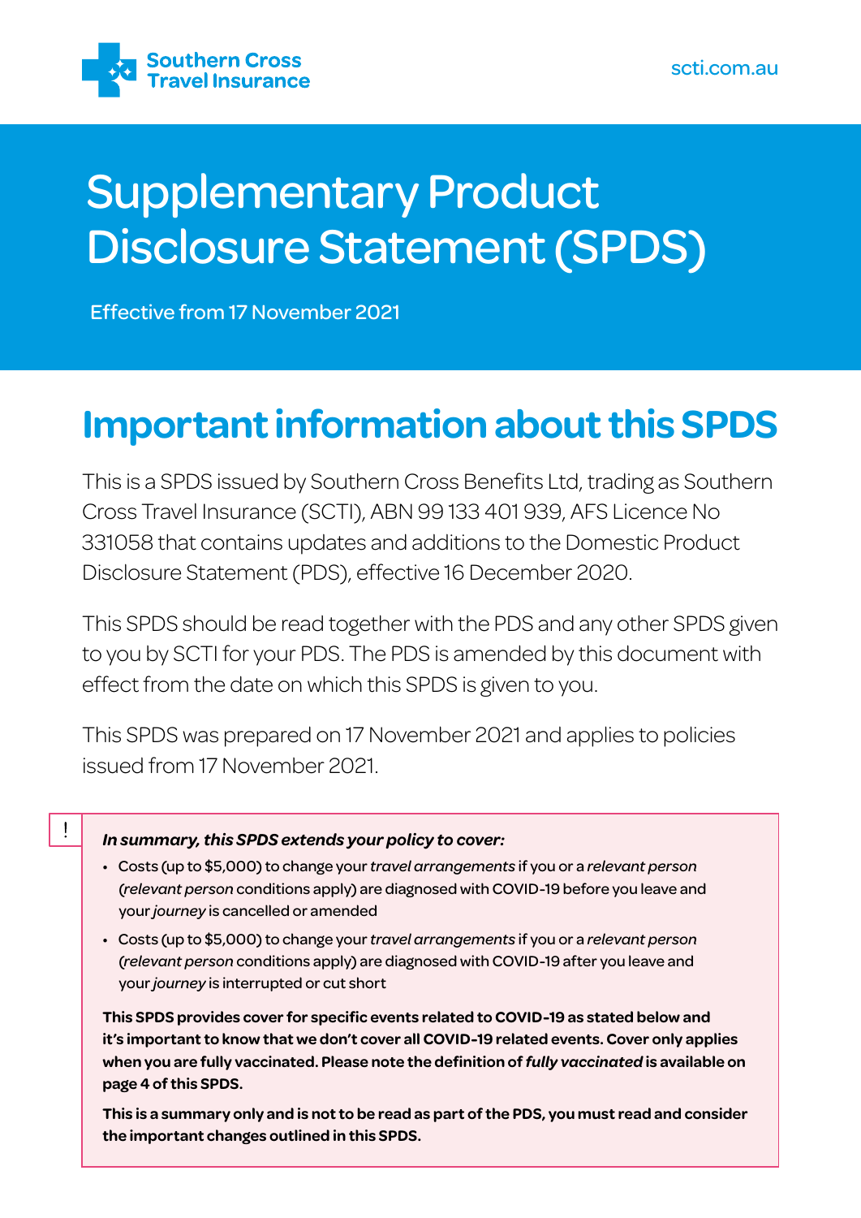Southern Cross Travel Insurance

scti.com.au

# Supplementary Product Disclosure Statement (SPDS)

Effective from 17 November 2021

## Important information about this SPDS

This is a SPDS issued by Southern Cross Benefits Ltd, trading as Southern Cross Travel Insurance (SCTI), ABN 99 133 401 939, AFS Licence No 331058 that contains updates and additions to the Domestic Product Disclosure Statement (PDS), effective 16 December 2020.

This SPDS should be read together with the PDS and any other SPDS given to you by SCTI for your PDS. The PDS is amended by this document with effect from the date on which this SPDS is given to you.

This SPDS was prepared on 17 November 2021 and applies to policies issued from 17 November 2021.

!

***In summary, this SPDS extends your policy to cover:***

- Costs (up to $5,000) to change your *travel arrangements* if you or a *relevant person* (*relevant person* conditions apply) are diagnosed with COVID-19 before you leave and your *journey* is cancelled or amended
- Costs (up to $5,000) to change your *travel arrangements* if you or a *relevant person* (*relevant person* conditions apply) are diagnosed with COVID-19 after you leave and your *journey* is interrupted or cut short

**This SPDS provides cover for specific events related to COVID-19 as stated below and it's important to know that we don't cover all COVID-19 related events. Cover only applies when you are fully vaccinated. Please note the definition of *fully vaccinated* is available on page 4 of this SPDS.**

**This is a summary only and is not to be read as part of the PDS, you must read and consider the important changes outlined in this SPDS.**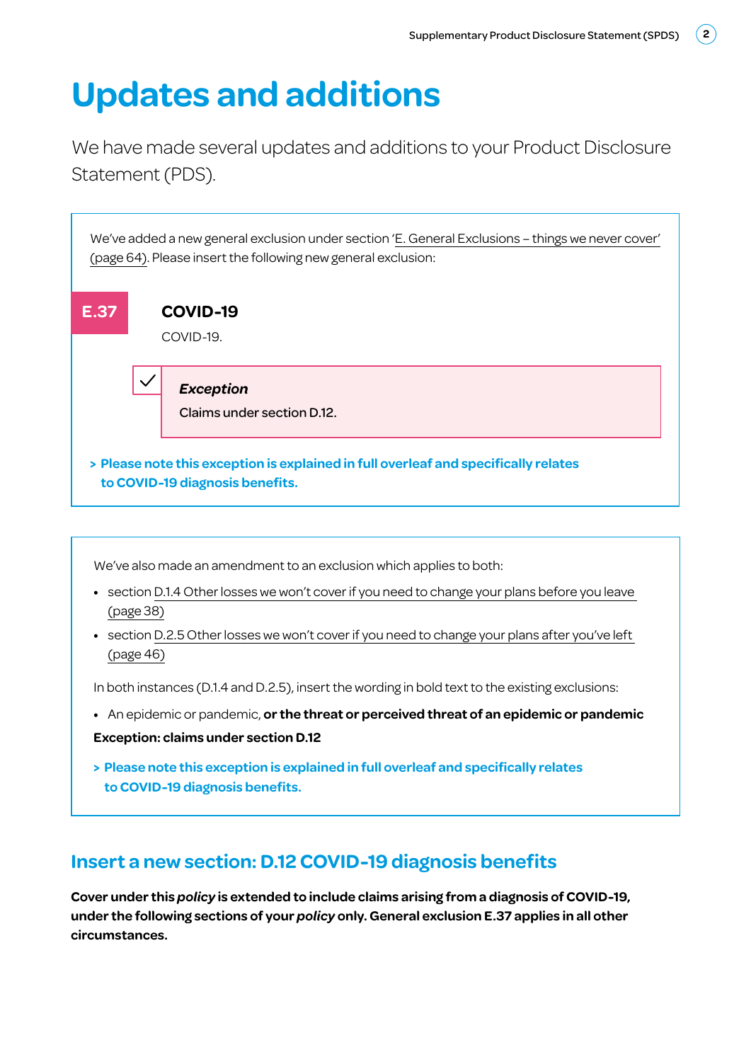# Updates and additions

We have made several updates and additions to your Product Disclosure Statement (PDS).

We've added a new general exclusion under section 'E. General Exclusions – things we never cover' (page 64). Please insert the following new general exclusion:

**E.37** **COVID-19**

COVID-19.

> ***Exception***
>
> Claims under section D.12.

**> Please note this exception is explained in full overleaf and specifically relates to COVID-19 diagnosis benefits.**

We've also made an amendment to an exclusion which applies to both:

- section D.1.4 Other losses we won't cover if you need to change your plans before you leave (page 38)
- section D.2.5 Other losses we won't cover if you need to change your plans after you've left (page 46)

In both instances (D.1.4 and D.2.5), insert the wording in bold text to the existing exclusions:

- An epidemic or pandemic, **or the threat or perceived threat of an epidemic or pandemic**

**Exception: claims under section D.12**

**> Please note this exception is explained in full overleaf and specifically relates to COVID-19 diagnosis benefits.**

## Insert a new section: D.12 COVID-19 diagnosis benefits

**Cover under this *policy* is extended to include claims arising from a diagnosis of COVID-19, under the following sections of your *policy* only. General exclusion E.37 applies in all other circumstances.**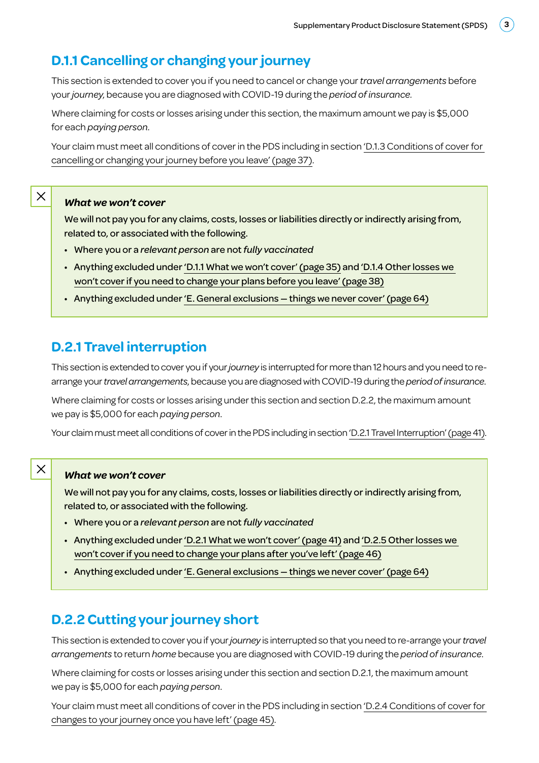## D.1.1 Cancelling or changing your journey

This section is extended to cover you if you need to cancel or change your *travel arrangements* before your *journey,* because you are diagnosed with COVID-19 during the *period of insurance.*

Where claiming for costs or losses arising under this section, the maximum amount we pay is $5,000 for each *paying person*.

Your claim must meet all conditions of cover in the PDS including in section 'D.1.3 Conditions of cover for cancelling or changing your journey before you leave' (page 37).

> ***What we won't cover***
>
> **We will not pay you for any claims, costs, losses or liabilities directly or indirectly arising from, related to, or associated with the following.**
>
> - **Where you or a *relevant person* are not *fully vaccinated***
> - **Anything excluded under 'D.1.1 What we won't cover' (page 35) and 'D.1.4 Other losses we won't cover if you need to change your plans before you leave' (page 38)**
> - **Anything excluded under 'E. General exclusions — things we never cover' (page 64)**

## D.2.1 Travel interruption

This section is extended to cover you if your *journey* is interrupted for more than 12 hours and you need to re-arrange your *travel arrangements*, because you are diagnosed with COVID-19 during the *period of insurance*.

Where claiming for costs or losses arising under this section and section D.2.2, the maximum amount we pay is $5,000 for each *paying person*.

Your claim must meet all conditions of cover in the PDS including in section 'D.2.1 Travel Interruption' (page 41).

> ***What we won't cover***
>
> **We will not pay you for any claims, costs, losses or liabilities directly or indirectly arising from, related to, or associated with the following.**
>
> - **Where you or a *relevant person* are not *fully vaccinated***
> - **Anything excluded under 'D.2.1 What we won't cover' (page 41) and 'D.2.5 Other losses we won't cover if you need to change your plans after you've left' (page 46)**
> - **Anything excluded under 'E. General exclusions — things we never cover' (page 64)**

## D.2.2 Cutting your journey short

This section is extended to cover you if your *journey* is interrupted so that you need to re-arrange your *travel arrangements* to return *home* because you are diagnosed with COVID-19 during the *period of insurance*.

Where claiming for costs or losses arising under this section and section D.2.1, the maximum amount we pay is $5,000 for each *paying person*.

Your claim must meet all conditions of cover in the PDS including in section 'D.2.4 Conditions of cover for changes to your journey once you have left' (page 45).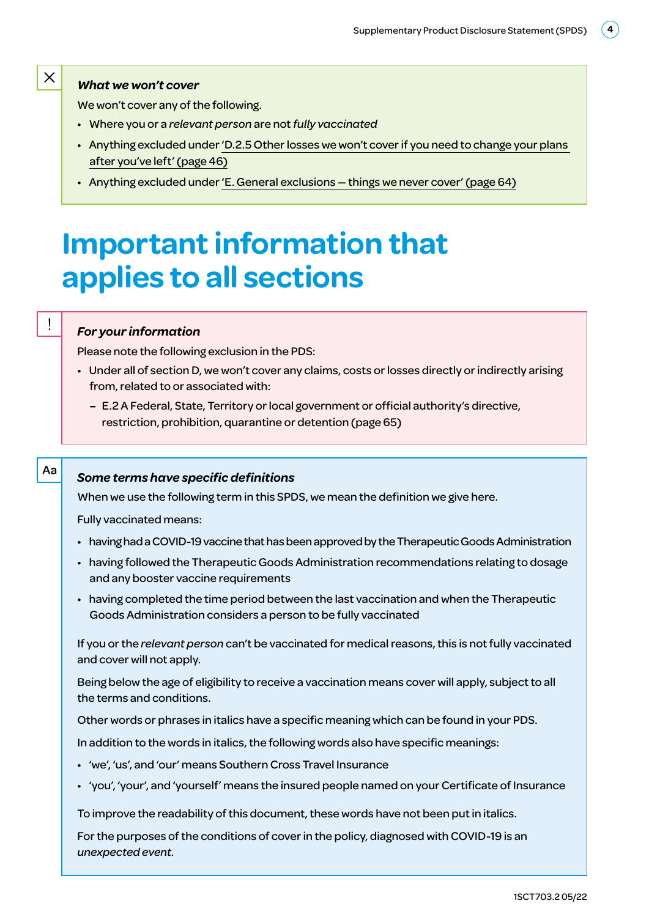***What we won't cover***

We won't cover any of the following.

- Where you or a *relevant person* are not *fully vaccinated*
- Anything excluded under 'D.2.5 Other losses we won't cover if you need to change your plans after you've left' (page 46)
- Anything excluded under 'E. General exclusions — things we never cover' (page 64)

# Important information that applies to all sections

***For your information***

Please note the following exclusion in the PDS:

- Under all of section D, we won't cover any claims, costs or losses directly or indirectly arising from, related to or associated with:
  - E.2 A Federal, State, Territory or local government or official authority's directive, restriction, prohibition, quarantine or detention (page 65)

***Some terms have specific definitions***

When we use the following term in this SPDS, we mean the definition we give here.

Fully vaccinated means:

- having had a COVID-19 vaccine that has been approved by the Therapeutic Goods Administration
- having followed the Therapeutic Goods Administration recommendations relating to dosage and any booster vaccine requirements
- having completed the time period between the last vaccination and when the Therapeutic Goods Administration considers a person to be fully vaccinated

If you or the *relevant person* can't be vaccinated for medical reasons, this is not fully vaccinated and cover will not apply.

Being below the age of eligibility to receive a vaccination means cover will apply, subject to all the terms and conditions.

Other words or phrases in italics have a specific meaning which can be found in your PDS.

In addition to the words in italics, the following words also have specific meanings:

- 'we', 'us', and 'our' means Southern Cross Travel Insurance
- 'you', 'your', and 'yourself' means the insured people named on your Certificate of Insurance

To improve the readability of this document, these words have not been put in italics.

For the purposes of the conditions of cover in the policy, diagnosed with COVID-19 is an *unexpected event*.

1SCT703.2 05/22